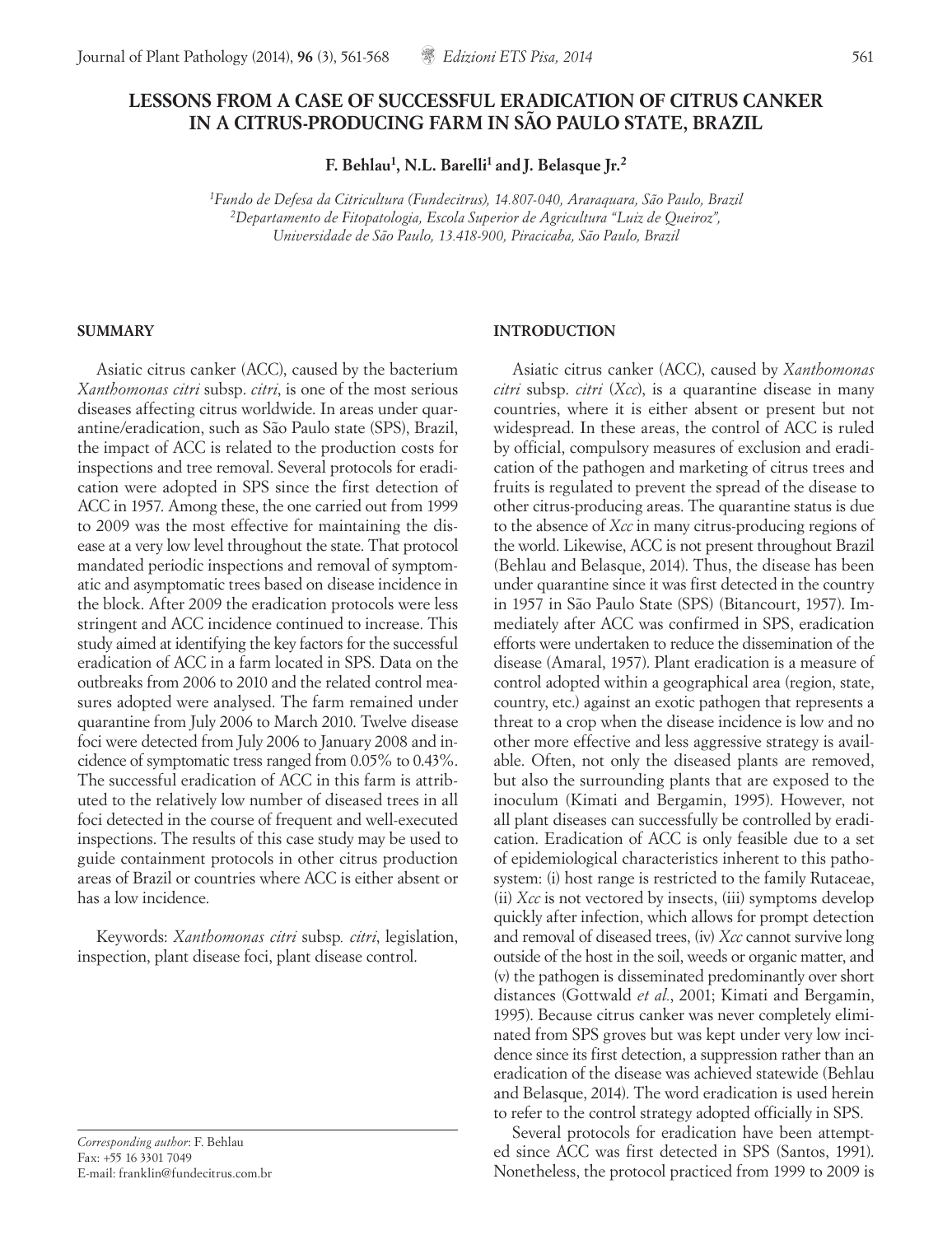# LESSONS FROM A CASE OF SUCCESSFUL ERADICATION OF CITRUS CANKER IN A CITRUS-PRODUCING FARM IN SÃO PAULO STATE, BRAZIL

**F. Behlau[1], N.L. Barelli[1] and J. Belasque Jr.[2]**

[1] *Fundo de Defesa da Citricultura (Fundecitrus), 14.807-040, Araraquara, São Paulo, Brazil*
[2] *Departamento de Fitopatologia, Escola Superior de Agricultura "Luiz de Queiroz", Universidade de São Paulo, 13.418-900, Piracicaba, São Paulo, Brazil*

## SUMMARY

Asiatic citrus canker (ACC), caused by the bacterium *Xanthomonas citri* subsp. *citri*, is one of the most serious diseases affecting citrus worldwide. In areas under quarantine/eradication, such as São Paulo state (SPS), Brazil, the impact of ACC is related to the production costs for inspections and tree removal. Several protocols for eradication were adopted in SPS since the first detection of ACC in 1957. Among these, the one carried out from 1999 to 2009 was the most effective for maintaining the disease at a very low level throughout the state. That protocol mandated periodic inspections and removal of symptomatic and asymptomatic trees based on disease incidence in the block. After 2009 the eradication protocols were less stringent and ACC incidence continued to increase. This study aimed at identifying the key factors for the successful eradication of ACC in a farm located in SPS. Data on the outbreaks from 2006 to 2010 and the related control measures adopted were analysed. The farm remained under quarantine from July 2006 to March 2010. Twelve disease foci were detected from July 2006 to January 2008 and incidence of symptomatic tress ranged from 0.05% to 0.43%. The successful eradication of ACC in this farm is attributed to the relatively low number of diseased trees in all foci detected in the course of frequent and well-executed inspections. The results of this case study may be used to guide containment protocols in other citrus production areas of Brazil or countries where ACC is either absent or has a low incidence.

Keywords: *Xanthomonas citri* subsp. *citri*, legislation, inspection, plant disease foci, plant disease control.

## INTRODUCTION

Asiatic citrus canker (ACC), caused by *Xanthomonas citri* subsp. *citri* (*Xcc*), is a quarantine disease in many countries, where it is either absent or present but not widespread. In these areas, the control of ACC is ruled by official, compulsory measures of exclusion and eradication of the pathogen and marketing of citrus trees and fruits is regulated to prevent the spread of the disease to other citrus-producing areas. The quarantine status is due to the absence of *Xcc* in many citrus-producing regions of the world. Likewise, ACC is not present throughout Brazil (Behlau and Belasque, 2014). Thus, the disease has been under quarantine since it was first detected in the country in 1957 in São Paulo State (SPS) (Bitancourt, 1957). Immediately after ACC was confirmed in SPS, eradication efforts were undertaken to reduce the dissemination of the disease (Amaral, 1957). Plant eradication is a measure of control adopted within a geographical area (region, state, country, etc.) against an exotic pathogen that represents a threat to a crop when the disease incidence is low and no other more effective and less aggressive strategy is available. Often, not only the diseased plants are removed, but also the surrounding plants that are exposed to the inoculum (Kimati and Bergamin, 1995). However, not all plant diseases can successfully be controlled by eradication. Eradication of ACC is only feasible due to a set of epidemiological characteristics inherent to this pathosystem: (i) host range is restricted to the family Rutaceae, (ii) *Xcc* is not vectored by insects, (iii) symptoms develop quickly after infection, which allows for prompt detection and removal of diseased trees, (iv) *Xcc* cannot survive long outside of the host in the soil, weeds or organic matter, and (v) the pathogen is disseminated predominantly over short distances (Gottwald *et al.*, 2001; Kimati and Bergamin, 1995). Because citrus canker was never completely eliminated from SPS groves but was kept under very low incidence since its first detection, a suppression rather than an eradication of the disease was achieved statewide (Behlau and Belasque, 2014). The word eradication is used herein to refer to the control strategy adopted officially in SPS.

Several protocols for eradication have been attempted since ACC was first detected in SPS (Santos, 1991). Nonetheless, the protocol practiced from 1999 to 2009 is

*Corresponding author*: F. Behlau
Fax: +55 16 3301 7049
E-mail: franklin@fundecitrus.com.br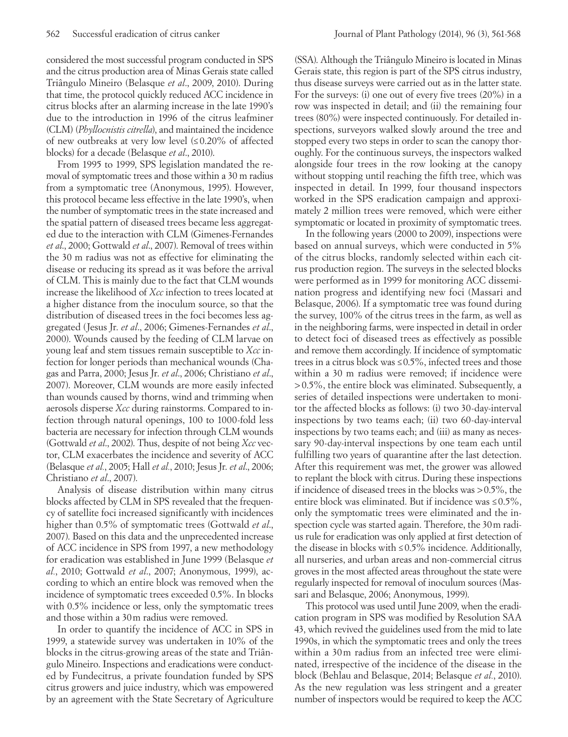considered the most successful program conducted in SPS and the citrus production area of Minas Gerais state called Triângulo Mineiro (Belasque *et al*., 2009, 2010). During that time, the protocol quickly reduced ACC incidence in citrus blocks after an alarming increase in the late 1990's due to the introduction in 1996 of the citrus leafminer (CLM) (*Phyllocnistis citrella*), and maintained the incidence of new outbreaks at very low level (≤0.20% of affected blocks) for a decade (Belasque *et al*., 2010).

From 1995 to 1999, SPS legislation mandated the removal of symptomatic trees and those within a 30 m radius from a symptomatic tree (Anonymous, 1995). However, this protocol became less effective in the late 1990's, when the number of symptomatic trees in the state increased and the spatial pattern of diseased trees became less aggregated due to the interaction with CLM (Gimenes-Fernandes *et al*., 2000; Gottwald *et al*., 2007). Removal of trees within the 30 m radius was not as effective for eliminating the disease or reducing its spread as it was before the arrival of CLM. This is mainly due to the fact that CLM wounds increase the likelihood of *Xcc* infection to trees located at a higher distance from the inoculum source, so that the distribution of diseased trees in the foci becomes less aggregated (Jesus Jr. *et al*., 2006; Gimenes-Fernandes *et al*., 2000). Wounds caused by the feeding of CLM larvae on young leaf and stem tissues remain susceptible to *Xcc* infection for longer periods than mechanical wounds (Chagas and Parra, 2000; Jesus Jr. *et al*., 2006; Christiano *et al*., 2007). Moreover, CLM wounds are more easily infected than wounds caused by thorns, wind and trimming when aerosols disperse *Xcc* during rainstorms. Compared to infection through natural openings, 100 to 1000-fold less bacteria are necessary for infection through CLM wounds (Gottwald *et al*., 2002). Thus, despite of not being *Xcc* vector, CLM exacerbates the incidence and severity of ACC (Belasque *et al*., 2005; Hall *et al*., 2010; Jesus Jr. *et al*., 2006; Christiano *et al*., 2007).

Analysis of disease distribution within many citrus blocks affected by CLM in SPS revealed that the frequency of satellite foci increased significantly with incidences higher than 0.5% of symptomatic trees (Gottwald *et al*., 2007). Based on this data and the unprecedented increase of ACC incidence in SPS from 1997, a new methodology for eradication was established in June 1999 (Belasque *et al*., 2010; Gottwald *et al*., 2007; Anonymous, 1999), according to which an entire block was removed when the incidence of symptomatic trees exceeded 0.5%. In blocks with 0.5% incidence or less, only the symptomatic trees and those within a 30 m radius were removed.

In order to quantify the incidence of ACC in SPS in 1999, a statewide survey was undertaken in 10% of the blocks in the citrus-growing areas of the state and Triângulo Mineiro. Inspections and eradications were conducted by Fundecitrus, a private foundation funded by SPS citrus growers and juice industry, which was empowered by an agreement with the State Secretary of Agriculture (SSA). Although the Triângulo Mineiro is located in Minas Gerais state, this region is part of the SPS citrus industry, thus disease surveys were carried out as in the latter state. For the surveys: (i) one out of every five trees (20%) in a row was inspected in detail; and (ii) the remaining four trees (80%) were inspected continuously. For detailed inspections, surveyors walked slowly around the tree and stopped every two steps in order to scan the canopy thoroughly. For the continuous surveys, the inspectors walked alongside four trees in the row looking at the canopy without stopping until reaching the fifth tree, which was inspected in detail. In 1999, four thousand inspectors worked in the SPS eradication campaign and approximately 2 million trees were removed, which were either symptomatic or located in proximity of symptomatic trees.

In the following years (2000 to 2009), inspections were based on annual surveys, which were conducted in 5% of the citrus blocks, randomly selected within each citrus production region. The surveys in the selected blocks were performed as in 1999 for monitoring ACC dissemination progress and identifying new foci (Massari and Belasque, 2006). If a symptomatic tree was found during the survey, 100% of the citrus trees in the farm, as well as in the neighboring farms, were inspected in detail in order to detect foci of diseased trees as effectively as possible and remove them accordingly. If incidence of symptomatic trees in a citrus block was ≤0.5%, infected trees and those within a 30 m radius were removed; if incidence were >0.5%, the entire block was eliminated. Subsequently, a series of detailed inspections were undertaken to monitor the affected blocks as follows: (i) two 30-day-interval inspections by two teams each; (ii) two 60-day-interval inspections by two teams each; and (iii) as many as necessary 90-day-interval inspections by one team each until fulfilling two years of quarantine after the last detection. After this requirement was met, the grower was allowed to replant the block with citrus. During these inspections if incidence of diseased trees in the blocks was >0.5%, the entire block was eliminated. But if incidence was ≤0.5%, only the symptomatic trees were eliminated and the inspection cycle was started again. Therefore, the 30 m radius rule for eradication was only applied at first detection of the disease in blocks with ≤0.5% incidence. Additionally, all nurseries, and urban areas and non-commercial citrus groves in the most affected areas throughout the state were regularly inspected for removal of inoculum sources (Massari and Belasque, 2006; Anonymous, 1999).

This protocol was used until June 2009, when the eradication program in SPS was modified by Resolution SAA 43, which revived the guidelines used from the mid to late 1990s, in which the symptomatic trees and only the trees within a 30 m radius from an infected tree were eliminated, irrespective of the incidence of the disease in the block (Behlau and Belasque, 2014; Belasque *et al*., 2010). As the new regulation was less stringent and a greater number of inspectors would be required to keep the ACC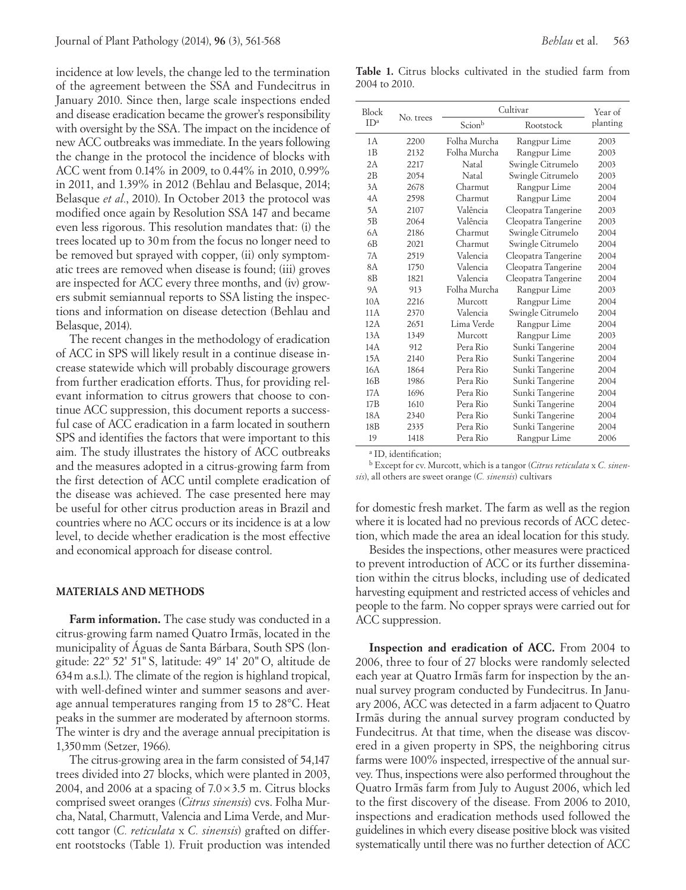incidence at low levels, the change led to the termination of the agreement between the SSA and Fundecitrus in January 2010. Since then, large scale inspections ended and disease eradication became the grower's responsibility with oversight by the SSA. The impact on the incidence of new ACC outbreaks was immediate. In the years following the change in the protocol the incidence of blocks with ACC went from 0.14% in 2009, to 0.44% in 2010, 0.99% in 2011, and 1.39% in 2012 (Behlau and Belasque, 2014; Belasque *et al*., 2010). In October 2013 the protocol was modified once again by Resolution SSA 147 and became even less rigorous. This resolution mandates that: (i) the trees located up to 30 m from the focus no longer need to be removed but sprayed with copper, (ii) only symptomatic trees are removed when disease is found; (iii) groves are inspected for ACC every three months, and (iv) growers submit semiannual reports to SSA listing the inspections and information on disease detection (Behlau and Belasque, 2014).

The recent changes in the methodology of eradication of ACC in SPS will likely result in a continue disease increase statewide which will probably discourage growers from further eradication efforts. Thus, for providing relevant information to citrus growers that choose to continue ACC suppression, this document reports a successful case of ACC eradication in a farm located in southern SPS and identifies the factors that were important to this aim. The study illustrates the history of ACC outbreaks and the measures adopted in a citrus-growing farm from the first detection of ACC until complete eradication of the disease was achieved. The case presented here may be useful for other citrus production areas in Brazil and countries where no ACC occurs or its incidence is at a low level, to decide whether eradication is the most effective and economical approach for disease control.

## MATERIALS AND METHODS

**Farm information.** The case study was conducted in a citrus-growing farm named Quatro Irmãs, located in the municipality of Águas de Santa Bárbara, South SPS (longitude: 22º 52' 51" S, latitude: 49º 14' 20" O, altitude de 634 m a.s.l.). The climate of the region is highland tropical, with well-defined winter and summer seasons and average annual temperatures ranging from 15 to 28°C. Heat peaks in the summer are moderated by afternoon storms. The winter is dry and the average annual precipitation is 1,350 mm (Setzer, 1966).

The citrus-growing area in the farm consisted of 54,147 trees divided into 27 blocks, which were planted in 2003, 2004, and 2006 at a spacing of 7.0 × 3.5 m. Citrus blocks comprised sweet oranges (*Citrus sinensis*) cvs. Folha Murcha, Natal, Charmutt, Valencia and Lima Verde, and Murcott tangor (*C. reticulata* x *C. sinensis*) grafted on different rootstocks (Table 1). Fruit production was intended for domestic fresh market. The farm as well as the region where it is located had no previous records of ACC detection, which made the area an ideal location for this study.

**Table 1.** Citrus blocks cultivated in the studied farm from 2004 to 2010.

| Block ID[a] | No. trees | Cultivar | | Year of planting |
|---|---|---|---|---|
| | | Scion[b] | Rootstock | |
| 1A | 2200 | Folha Murcha | Rangpur Lime | 2003 |
| 1B | 2132 | Folha Murcha | Rangpur Lime | 2003 |
| 2A | 2217 | Natal | Swingle Citrumelo | 2003 |
| 2B | 2054 | Natal | Swingle Citrumelo | 2003 |
| 3A | 2678 | Charmut | Rangpur Lime | 2004 |
| 4A | 2598 | Charmut | Rangpur Lime | 2004 |
| 5A | 2107 | Valência | Cleopatra Tangerine | 2003 |
| 5B | 2064 | Valência | Cleopatra Tangerine | 2003 |
| 6A | 2186 | Charmut | Swingle Citrumelo | 2004 |
| 6B | 2021 | Charmut | Swingle Citrumelo | 2004 |
| 7A | 2519 | Valencia | Cleopatra Tangerine | 2004 |
| 8A | 1750 | Valencia | Cleopatra Tangerine | 2004 |
| 8B | 1821 | Valencia | Cleopatra Tangerine | 2004 |
| 9A | 913 | Folha Murcha | Rangpur Lime | 2003 |
| 10A | 2216 | Murcott | Rangpur Lime | 2004 |
| 11A | 2370 | Valencia | Swingle Citrumelo | 2004 |
| 12A | 2651 | Lima Verde | Rangpur Lime | 2004 |
| 13A | 1349 | Murcott | Rangpur Lime | 2003 |
| 14A | 912 | Pera Rio | Sunki Tangerine | 2004 |
| 15A | 2140 | Pera Rio | Sunki Tangerine | 2004 |
| 16A | 1864 | Pera Rio | Sunki Tangerine | 2004 |
| 16B | 1986 | Pera Rio | Sunki Tangerine | 2004 |
| 17A | 1696 | Pera Rio | Sunki Tangerine | 2004 |
| 17B | 1610 | Pera Rio | Sunki Tangerine | 2004 |
| 18A | 2340 | Pera Rio | Sunki Tangerine | 2004 |
| 18B | 2335 | Pera Rio | Sunki Tangerine | 2004 |
| 19 | 1418 | Pera Rio | Rangpur Lime | 2006 |

[a] ID, identification;

[b] Except for cv. Murcott, which is a tangor (*Citrus reticulata* x *C. sinensis*), all others are sweet orange (*C. sinensis*) cultivars

Besides the inspections, other measures were practiced to prevent introduction of ACC or its further dissemination within the citrus blocks, including use of dedicated harvesting equipment and restricted access of vehicles and people to the farm. No copper sprays were carried out for ACC suppression.

**Inspection and eradication of ACC.** From 2004 to 2006, three to four of 27 blocks were randomly selected each year at Quatro Irmãs farm for inspection by the annual survey program conducted by Fundecitrus. In January 2006, ACC was detected in a farm adjacent to Quatro Irmãs during the annual survey program conducted by Fundecitrus. At that time, when the disease was discovered in a given property in SPS, the neighboring citrus farms were 100% inspected, irrespective of the annual survey. Thus, inspections were also performed throughout the Quatro Irmãs farm from July to August 2006, which led to the first discovery of the disease. From 2006 to 2010, inspections and eradication methods used followed the guidelines in which every disease positive block was visited systematically until there was no further detection of ACC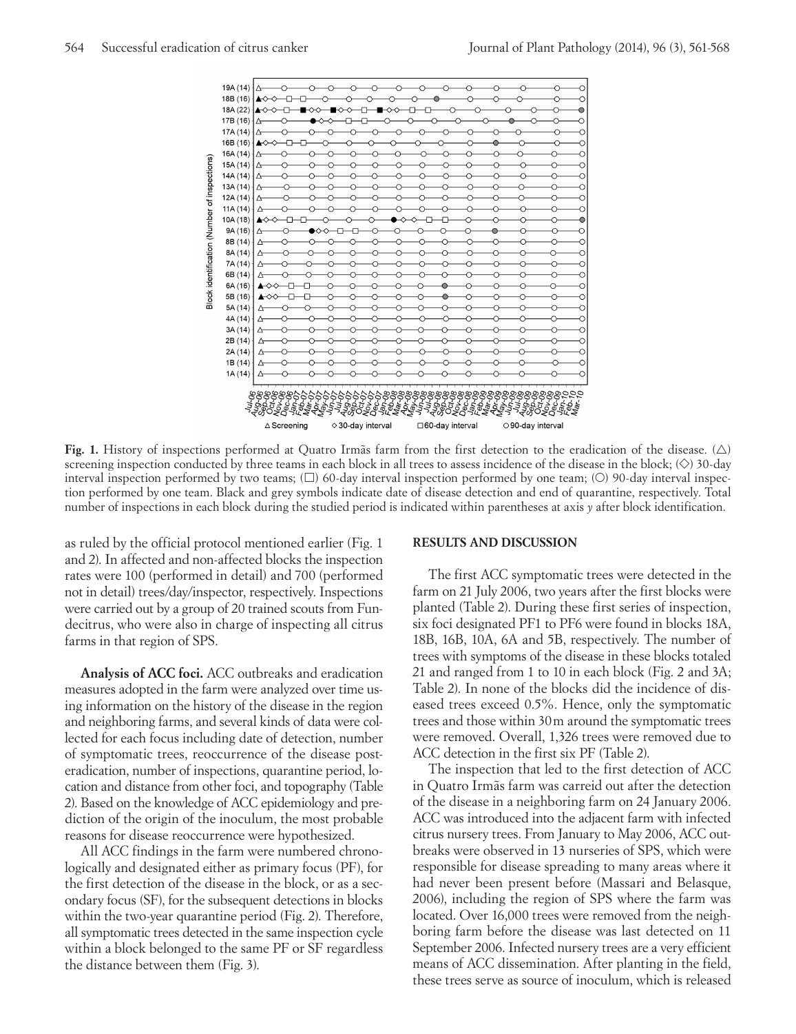**Fig. 1.** History of inspections performed at Quatro Irmãs farm from the first detection to the eradication of the disease. (△) screening inspection conducted by three teams in each block in all trees to assess incidence of the disease in the block; (◇) 30-day interval inspection performed by two teams; (□) 60-day interval inspection performed by one team; (○) 90-day interval inspection performed by one team. Black and grey symbols indicate date of disease detection and end of quarantine, respectively. Total number of inspections in each block during the studied period is indicated within parentheses at axis *y* after block identification.

as ruled by the official protocol mentioned earlier (Fig. 1 and 2). In affected and non-affected blocks the inspection rates were 100 (performed in detail) and 700 (performed not in detail) trees/day/inspector, respectively. Inspections were carried out by a group of 20 trained scouts from Fundecitrus, who were also in charge of inspecting all citrus farms in that region of SPS.

**Analysis of ACC foci.** ACC outbreaks and eradication measures adopted in the farm were analyzed over time using information on the history of the disease in the region and neighboring farms, and several kinds of data were collected for each focus including date of detection, number of symptomatic trees, reoccurrence of the disease post-eradication, number of inspections, quarantine period, location and distance from other foci, and topography (Table 2). Based on the knowledge of ACC epidemiology and prediction of the origin of the inoculum, the most probable reasons for disease reoccurrence were hypothesized.

All ACC findings in the farm were numbered chronologically and designated either as primary focus (PF), for the first detection of the disease in the block, or as a secondary focus (SF), for the subsequent detections in blocks within the two-year quarantine period (Fig. 2). Therefore, all symptomatic trees detected in the same inspection cycle within a block belonged to the same PF or SF regardless the distance between them (Fig. 3).

## RESULTS AND DISCUSSION

The first ACC symptomatic trees were detected in the farm on 21 July 2006, two years after the first blocks were planted (Table 2). During these first series of inspection, six foci designated PF1 to PF6 were found in blocks 18A, 18B, 16B, 10A, 6A and 5B, respectively. The number of trees with symptoms of the disease in these blocks totaled 21 and ranged from 1 to 10 in each block (Fig. 2 and 3A; Table 2). In none of the blocks did the incidence of diseased trees exceed 0.5%. Hence, only the symptomatic trees and those within 30 m around the symptomatic trees were removed. Overall, 1,326 trees were removed due to ACC detection in the first six PF (Table 2).

The inspection that led to the first detection of ACC in Quatro Irmãs farm was carreid out after the detection of the disease in a neighboring farm on 24 January 2006. ACC was introduced into the adjacent farm with infected citrus nursery trees. From January to May 2006, ACC outbreaks were observed in 13 nurseries of SPS, which were responsible for disease spreading to many areas where it had never been present before (Massari and Belasque, 2006), including the region of SPS where the farm was located. Over 16,000 trees were removed from the neighboring farm before the disease was last detected on 11 September 2006. Infected nursery trees are a very efficient means of ACC dissemination. After planting in the field, these trees serve as source of inoculum, which is released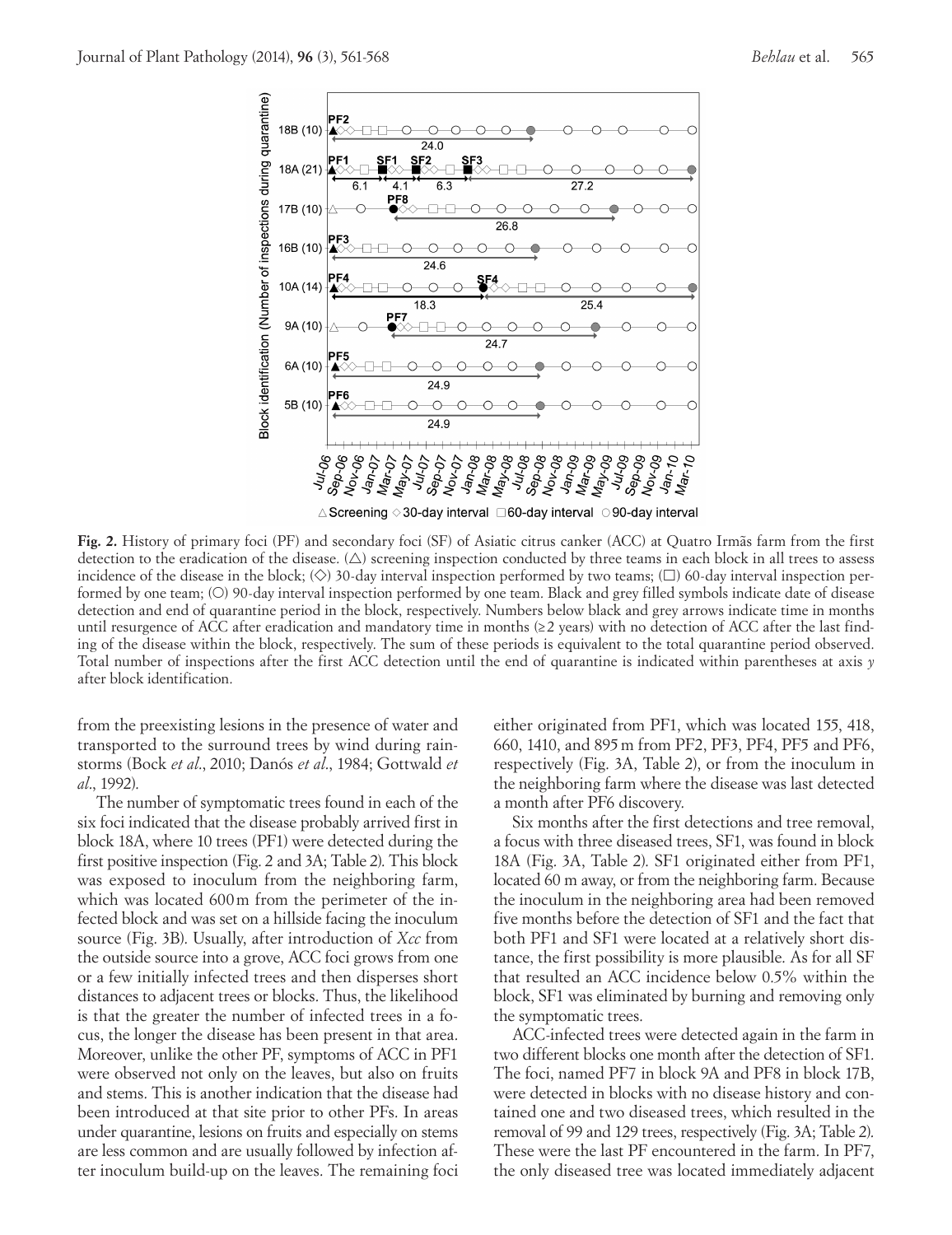**Fig. 2.** History of primary foci (PF) and secondary foci (SF) of Asiatic citrus canker (ACC) at Quatro Irmãs farm from the first detection to the eradication of the disease. (△) screening inspection conducted by three teams in each block in all trees to assess incidence of the disease in the block; (◇) 30-day interval inspection performed by two teams; (□) 60-day interval inspection performed by one team; (○) 90-day interval inspection performed by one team. Black and grey filled symbols indicate date of disease detection and end of quarantine period in the block, respectively. Numbers below black and grey arrows indicate time in months until resurgence of ACC after eradication and mandatory time in months (≥2 years) with no detection of ACC after the last finding of the disease within the block, respectively. The sum of these periods is equivalent to the total quarantine period observed. Total number of inspections after the first ACC detection until the end of quarantine is indicated within parentheses at axis *y* after block identification.

from the preexisting lesions in the presence of water and transported to the surround trees by wind during rainstorms (Bock *et al*., 2010; Danós *et al*., 1984; Gottwald *et al*., 1992).

The number of symptomatic trees found in each of the six foci indicated that the disease probably arrived first in block 18A, where 10 trees (PF1) were detected during the first positive inspection (Fig. 2 and 3A; Table 2). This block was exposed to inoculum from the neighboring farm, which was located 600 m from the perimeter of the infected block and was set on a hillside facing the inoculum source (Fig. 3B). Usually, after introduction of *Xcc* from the outside source into a grove, ACC foci grows from one or a few initially infected trees and then disperses short distances to adjacent trees or blocks. Thus, the likelihood is that the greater the number of infected trees in a focus, the longer the disease has been present in that area. Moreover, unlike the other PF, symptoms of ACC in PF1 were observed not only on the leaves, but also on fruits and stems. This is another indication that the disease had been introduced at that site prior to other PFs. In areas under quarantine, lesions on fruits and especially on stems are less common and are usually followed by infection after inoculum build-up on the leaves. The remaining foci either originated from PF1, which was located 155, 418, 660, 1410, and 895 m from PF2, PF3, PF4, PF5 and PF6, respectively (Fig. 3A, Table 2), or from the inoculum in the neighboring farm where the disease was last detected a month after PF6 discovery.

Six months after the first detections and tree removal, a focus with three diseased trees, SF1, was found in block 18A (Fig. 3A, Table 2). SF1 originated either from PF1, located 60 m away, or from the neighboring farm. Because the inoculum in the neighboring area had been removed five months before the detection of SF1 and the fact that both PF1 and SF1 were located at a relatively short distance, the first possibility is more plausible. As for all SF that resulted an ACC incidence below 0.5% within the block, SF1 was eliminated by burning and removing only the symptomatic trees.

ACC-infected trees were detected again in the farm in two different blocks one month after the detection of SF1. The foci, named PF7 in block 9A and PF8 in block 17B, were detected in blocks with no disease history and contained one and two diseased trees, which resulted in the removal of 99 and 129 trees, respectively (Fig. 3A; Table 2). These were the last PF encountered in the farm. In PF7, the only diseased tree was located immediately adjacent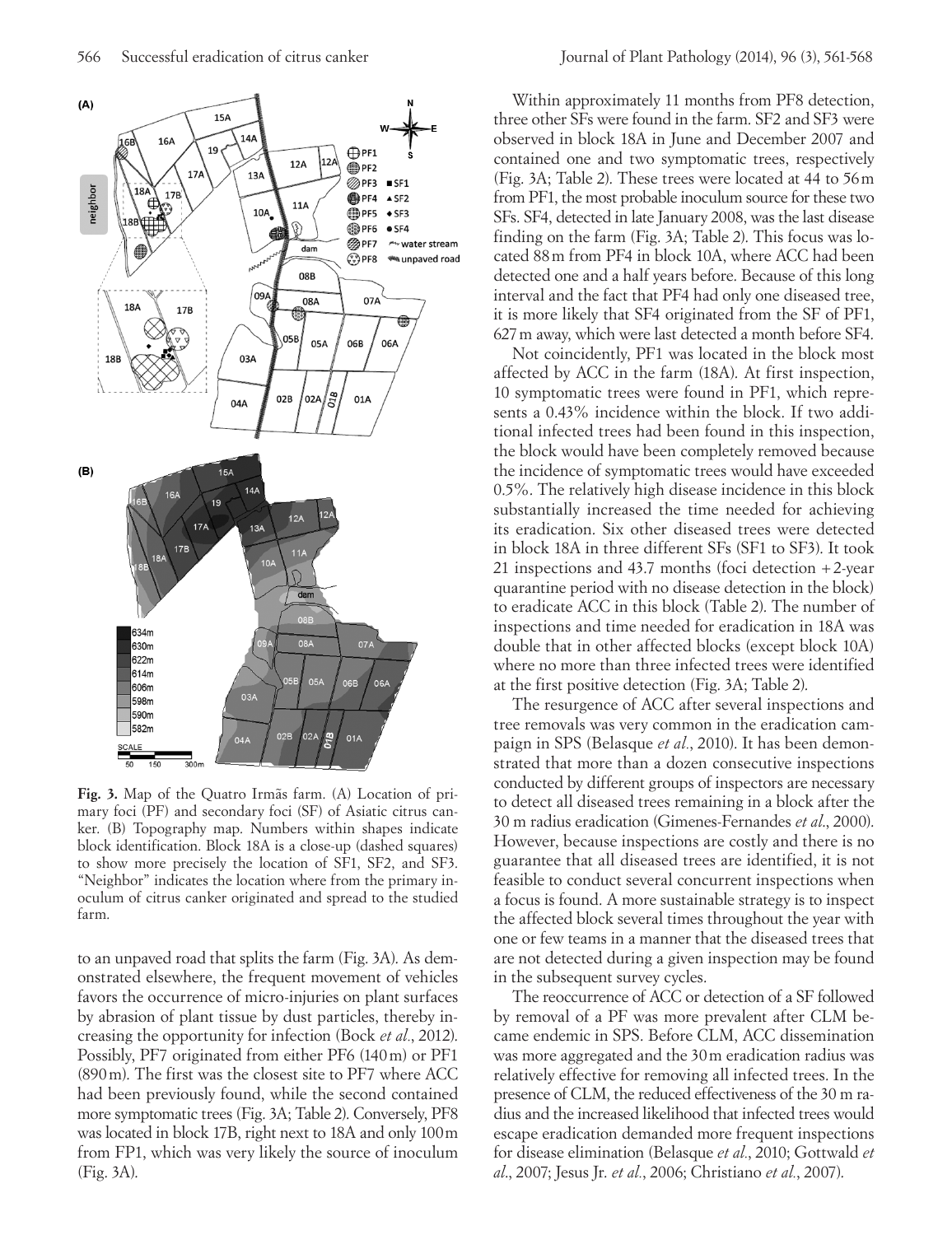**Fig. 3.** Map of the Quatro Irmãs farm. (A) Location of primary foci (PF) and secondary foci (SF) of Asiatic citrus canker. (B) Topography map. Numbers within shapes indicate block identification. Block 18A is a close-up (dashed squares) to show more precisely the location of SF1, SF2, and SF3. "Neighbor" indicates the location where from the primary inoculum of citrus canker originated and spread to the studied farm.

to an unpaved road that splits the farm (Fig. 3A). As demonstrated elsewhere, the frequent movement of vehicles favors the occurrence of micro-injuries on plant surfaces by abrasion of plant tissue by dust particles, thereby increasing the opportunity for infection (Bock *et al*., 2012). Possibly, PF7 originated from either PF6 (140 m) or PF1 (890 m). The first was the closest site to PF7 where ACC had been previously found, while the second contained more symptomatic trees (Fig. 3A; Table 2). Conversely, PF8 was located in block 17B, right next to 18A and only 100 m from FP1, which was very likely the source of inoculum (Fig. 3A).

Within approximately 11 months from PF8 detection, three other SFs were found in the farm. SF2 and SF3 were observed in block 18A in June and December 2007 and contained one and two symptomatic trees, respectively (Fig. 3A; Table 2). These trees were located at 44 to 56 m from PF1, the most probable inoculum source for these two SFs. SF4, detected in late January 2008, was the last disease finding on the farm (Fig. 3A; Table 2). This focus was located 88 m from PF4 in block 10A, where ACC had been detected one and a half years before. Because of this long interval and the fact that PF4 had only one diseased tree, it is more likely that SF4 originated from the SF of PF1, 627 m away, which were last detected a month before SF4.

Not coincidently, PF1 was located in the block most affected by ACC in the farm (18A). At first inspection, 10 symptomatic trees were found in PF1, which represents a 0.43% incidence within the block. If two additional infected trees had been found in this inspection, the block would have been completely removed because the incidence of symptomatic trees would have exceeded 0.5%. The relatively high disease incidence in this block substantially increased the time needed for achieving its eradication. Six other diseased trees were detected in block 18A in three different SFs (SF1 to SF3). It took 21 inspections and 43.7 months (foci detection + 2-year quarantine period with no disease detection in the block) to eradicate ACC in this block (Table 2). The number of inspections and time needed for eradication in 18A was double that in other affected blocks (except block 10A) where no more than three infected trees were identified at the first positive detection (Fig. 3A; Table 2).

The resurgence of ACC after several inspections and tree removals was very common in the eradication campaign in SPS (Belasque *et al*., 2010). It has been demonstrated that more than a dozen consecutive inspections conducted by different groups of inspectors are necessary to detect all diseased trees remaining in a block after the 30 m radius eradication (Gimenes-Fernandes *et al*., 2000). However, because inspections are costly and there is no guarantee that all diseased trees are identified, it is not feasible to conduct several concurrent inspections when a focus is found. A more sustainable strategy is to inspect the affected block several times throughout the year with one or few teams in a manner that the diseased trees that are not detected during a given inspection may be found in the subsequent survey cycles.

The reoccurrence of ACC or detection of a SF followed by removal of a PF was more prevalent after CLM became endemic in SPS. Before CLM, ACC dissemination was more aggregated and the 30 m eradication radius was relatively effective for removing all infected trees. In the presence of CLM, the reduced effectiveness of the 30 m radius and the increased likelihood that infected trees would escape eradication demanded more frequent inspections for disease elimination (Belasque *et al*., 2010; Gottwald *et al*., 2007; Jesus Jr. *et al*., 2006; Christiano *et al*., 2007).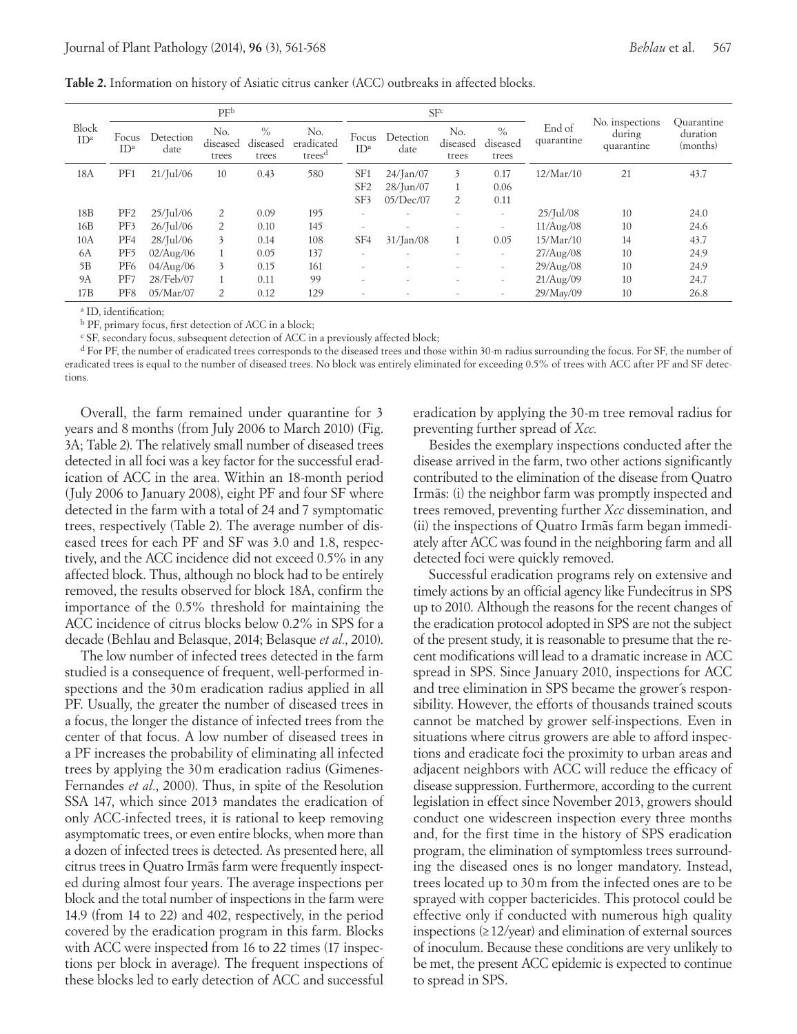**Table 2.** Information on history of Asiatic citrus canker (ACC) outbreaks in affected blocks.

| Block ID[a] | PF[b] | | | | | SF[c] | | | | End of quarantine | No. inspections during quarantine | Quarantine duration (months) |
|---|---|---|---|---|---|---|---|---|---|---|---|---|
| | Focus ID[a] | Detection date | No. diseased trees | % diseased trees | No. eradicated trees[d] | Focus ID[a] | Detection date | No. diseased trees | % diseased trees | | | |
| 18A | PF1 | 21/Jul/06 | 10 | 0.43 | 580 | SF1 | 24/Jan/07 | 3 | 0.17 | 12/Mar/10 | 21 | 43.7 |
| | | | | | | SF2 | 28/Jun/07 | 1 | 0.06 | | | |
| | | | | | | SF3 | 05/Dec/07 | 2 | 0.11 | | | |
| 18B | PF2 | 25/Jul/06 | 2 | 0.09 | 195 | - | - | - | - | 25/Jul/08 | 10 | 24.0 |
| 16B | PF3 | 26/Jul/06 | 2 | 0.10 | 145 | - | - | - | - | 11/Aug/08 | 10 | 24.6 |
| 10A | PF4 | 28/Jul/06 | 3 | 0.14 | 108 | SF4 | 31/Jan/08 | 1 | 0.05 | 15/Mar/10 | 14 | 43.7 |
| 6A | PF5 | 02/Aug/06 | 1 | 0.05 | 137 | - | - | - | - | 27/Aug/08 | 10 | 24.9 |
| 5B | PF6 | 04/Aug/06 | 3 | 0.15 | 161 | - | - | - | - | 29/Aug/08 | 10 | 24.9 |
| 9A | PF7 | 28/Feb/07 | 1 | 0.11 | 99 | - | - | - | - | 21/Aug/09 | 10 | 24.7 |
| 17B | PF8 | 05/Mar/07 | 2 | 0.12 | 129 | - | - | - | - | 29/May/09 | 10 | 26.8 |

[a] ID, identification;

[b] PF, primary focus, first detection of ACC in a block;

[c] SF, secondary focus, subsequent detection of ACC in a previously affected block;

[d] For PF, the number of eradicated trees corresponds to the diseased trees and those within 30-m radius surrounding the focus. For SF, the number of eradicated trees is equal to the number of diseased trees. No block was entirely eliminated for exceeding 0.5% of trees with ACC after PF and SF detections.

Overall, the farm remained under quarantine for 3 years and 8 months (from July 2006 to March 2010) (Fig. 3A; Table 2). The relatively small number of diseased trees detected in all foci was a key factor for the successful eradication of ACC in the area. Within an 18-month period (July 2006 to January 2008), eight PF and four SF where detected in the farm with a total of 24 and 7 symptomatic trees, respectively (Table 2). The average number of diseased trees for each PF and SF was 3.0 and 1.8, respectively, and the ACC incidence did not exceed 0.5% in any affected block. Thus, although no block had to be entirely removed, the results observed for block 18A, confirm the importance of the 0.5% threshold for maintaining the ACC incidence of citrus blocks below 0.2% in SPS for a decade (Behlau and Belasque, 2014; Belasque *et al.*, 2010).

The low number of infected trees detected in the farm studied is a consequence of frequent, well-performed inspections and the 30 m eradication radius applied in all PF. Usually, the greater the number of diseased trees in a focus, the longer the distance of infected trees from the center of that focus. A low number of diseased trees in a PF increases the probability of eliminating all infected trees by applying the 30 m eradication radius (Gimenes-Fernandes *et al.*, 2000). Thus, in spite of the Resolution SSA 147, which since 2013 mandates the eradication of only ACC-infected trees, it is rational to keep removing asymptomatic trees, or even entire blocks, when more than a dozen of infected trees is detected. As presented here, all citrus trees in Quatro Irmãs farm were frequently inspected during almost four years. The average inspections per block and the total number of inspections in the farm were 14.9 (from 14 to 22) and 402, respectively, in the period covered by the eradication program in this farm. Blocks with ACC were inspected from 16 to 22 times (17 inspections per block in average). The frequent inspections of these blocks led to early detection of ACC and successful eradication by applying the 30-m tree removal radius for preventing further spread of *Xcc.*

Besides the exemplary inspections conducted after the disease arrived in the farm, two other actions significantly contributed to the elimination of the disease from Quatro Irmãs: (i) the neighbor farm was promptly inspected and trees removed, preventing further *Xcc* dissemination, and (ii) the inspections of Quatro Irmãs farm began immediately after ACC was found in the neighboring farm and all detected foci were quickly removed.

Successful eradication programs rely on extensive and timely actions by an official agency like Fundecitrus in SPS up to 2010. Although the reasons for the recent changes of the eradication protocol adopted in SPS are not the subject of the present study, it is reasonable to presume that the recent modifications will lead to a dramatic increase in ACC spread in SPS. Since January 2010, inspections for ACC and tree elimination in SPS became the grower´s responsibility. However, the efforts of thousands trained scouts cannot be matched by grower self-inspections. Even in situations where citrus growers are able to afford inspections and eradicate foci the proximity to urban areas and adjacent neighbors with ACC will reduce the efficacy of disease suppression. Furthermore, according to the current legislation in effect since November 2013, growers should conduct one widescreen inspection every three months and, for the first time in the history of SPS eradication program, the elimination of symptomless trees surrounding the diseased ones is no longer mandatory. Instead, trees located up to 30 m from the infected ones are to be sprayed with copper bactericides. This protocol could be effective only if conducted with numerous high quality inspections (≥ 12/year) and elimination of external sources of inoculum. Because these conditions are very unlikely to be met, the present ACC epidemic is expected to continue to spread in SPS.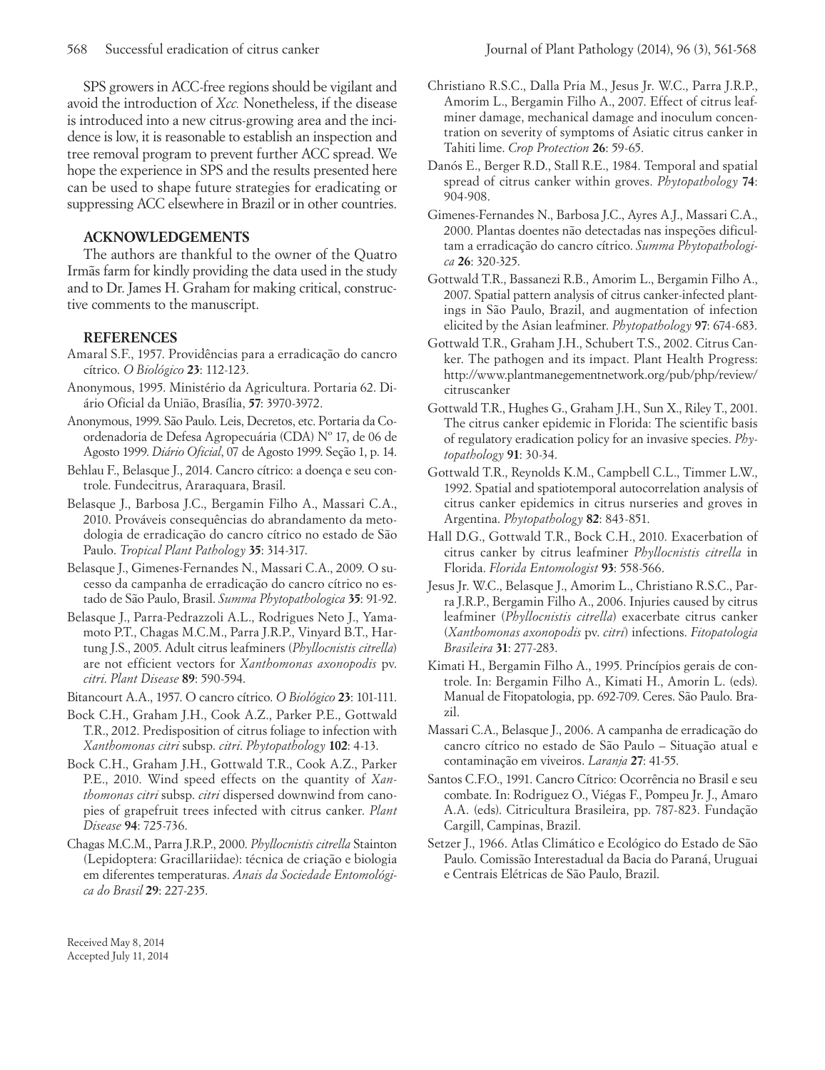SPS growers in ACC-free regions should be vigilant and avoid the introduction of *Xcc.* Nonetheless, if the disease is introduced into a new citrus-growing area and the incidence is low, it is reasonable to establish an inspection and tree removal program to prevent further ACC spread. We hope the experience in SPS and the results presented here can be used to shape future strategies for eradicating or suppressing ACC elsewhere in Brazil or in other countries.

## ACKNOWLEDGEMENTS

The authors are thankful to the owner of the Quatro Irmãs farm for kindly providing the data used in the study and to Dr. James H. Graham for making critical, constructive comments to the manuscript.

## REFERENCES

Amaral S.F., 1957. Providências para a erradicação do cancro cítrico. *O Biológico* **23**: 112-123.

Anonymous, 1995. Ministério da Agricultura. Portaria 62. Diário Oficial da União, Brasília, **57**: 3970-3972.

Anonymous, 1999. São Paulo. Leis, Decretos, etc. Portaria da Coordenadoria de Defesa Agropecuária (CDA) Nº 17, de 06 de Agosto 1999. *Diário Oficial*, 07 de Agosto 1999. Seção 1, p. 14.

Behlau F., Belasque J., 2014. Cancro cítrico: a doença e seu controle. Fundecitrus, Araraquara, Brasil.

Belasque J., Barbosa J.C., Bergamin Filho A., Massari C.A., 2010. Prováveis consequências do abrandamento da metodologia de erradicação do cancro cítrico no estado de São Paulo. *Tropical Plant Pathology* **35**: 314-317.

Belasque J., Gimenes-Fernandes N., Massari C.A., 2009. O sucesso da campanha de erradicação do cancro cítrico no estado de São Paulo, Brasil. *Summa Phytopathologica* **35**: 91-92.

Belasque J., Parra-Pedrazzoli A.L., Rodrigues Neto J., Yamamoto P.T., Chagas M.C.M., Parra J.R.P., Vinyard B.T., Hartung J.S., 2005. Adult citrus leafminers (*Phyllocnistis citrella*) are not efficient vectors for *Xanthomonas axonopodis* pv. *citri*. *Plant Disease* **89**: 590-594.

Bitancourt A.A., 1957. O cancro cítrico. *O Biológico* **23**: 101-111.

Bock C.H., Graham J.H., Cook A.Z., Parker P.E., Gottwald T.R., 2012. Predisposition of citrus foliage to infection with *Xanthomonas citri* subsp. *citri*. *Phytopathology* **102**: 4-13.

Bock C.H., Graham J.H., Gottwald T.R., Cook A.Z., Parker P.E., 2010. Wind speed effects on the quantity of *Xanthomonas citri* subsp. *citri* dispersed downwind from canopies of grapefruit trees infected with citrus canker. *Plant Disease* **94**: 725-736.

Chagas M.C.M., Parra J.R.P., 2000. *Phyllocnistis citrella* Stainton (Lepidoptera: Gracillariidae): técnica de criação e biologia em diferentes temperaturas. *Anais da Sociedade Entomológica do Brasil* **29**: 227-235.

Christiano R.S.C., Dalla Pria M., Jesus Jr. W.C., Parra J.R.P., Amorim L., Bergamin Filho A., 2007. Effect of citrus leafminer damage, mechanical damage and inoculum concentration on severity of symptoms of Asiatic citrus canker in Tahiti lime. *Crop Protection* **26**: 59-65.

Danós E., Berger R.D., Stall R.E., 1984. Temporal and spatial spread of citrus canker within groves. *Phytopathology* **74**: 904-908.

Gimenes-Fernandes N., Barbosa J.C., Ayres A.J., Massari C.A., 2000. Plantas doentes não detectadas nas inspeções dificultam a erradicação do cancro cítrico. *Summa Phytopathologica* **26**: 320-325.

Gottwald T.R., Bassanezi R.B., Amorim L., Bergamin Filho A., 2007. Spatial pattern analysis of citrus canker-infected plantings in São Paulo, Brazil, and augmentation of infection elicited by the Asian leafminer. *Phytopathology* **97**: 674-683.

Gottwald T.R., Graham J.H., Schubert T.S., 2002. Citrus Canker. The pathogen and its impact. Plant Health Progress: http://www.plantmanegementnetwork.org/pub/php/review/citruscanker

Gottwald T.R., Hughes G., Graham J.H., Sun X., Riley T., 2001. The citrus canker epidemic in Florida: The scientific basis of regulatory eradication policy for an invasive species. *Phytopathology* **91**: 30-34.

Gottwald T.R., Reynolds K.M., Campbell C.L., Timmer L.W., 1992. Spatial and spatiotemporal autocorrelation analysis of citrus canker epidemics in citrus nurseries and groves in Argentina. *Phytopathology* **82**: 843-851.

Hall D.G., Gottwald T.R., Bock C.H., 2010. Exacerbation of citrus canker by citrus leafminer *Phyllocnistis citrella* in Florida. *Florida Entomologist* **93**: 558-566.

Jesus Jr. W.C., Belasque J., Amorim L., Christiano R.S.C., Parra J.R.P., Bergamin Filho A., 2006. Injuries caused by citrus leafminer (*Phyllocnistis citrella*) exacerbate citrus canker (*Xanthomonas axonopodis* pv. *citri*) infections. *Fitopatologia Brasileira* **31**: 277-283.

Kimati H., Bergamin Filho A., 1995. Princípios gerais de controle. In: Bergamin Filho A., Kimati H., Amorin L. (eds). Manual de Fitopatologia, pp. 692-709. Ceres. São Paulo. Brazil.

Massari C.A., Belasque J., 2006. A campanha de erradicação do cancro cítrico no estado de São Paulo – Situação atual e contaminação em viveiros. *Laranja* **27**: 41-55.

Santos C.F.O., 1991. Cancro Cítrico: Ocorrência no Brasil e seu combate. In: Rodriguez O., Viégas F., Pompeu Jr. J., Amaro A.A. (eds). Citricultura Brasileira, pp. 787-823. Fundação Cargill, Campinas, Brazil.

Setzer J., 1966. Atlas Climático e Ecológico do Estado de São Paulo. Comissão Interestadual da Bacia do Paraná, Uruguai e Centrais Elétricas de São Paulo, Brazil.

Received May 8, 2014
Accepted July 11, 2014